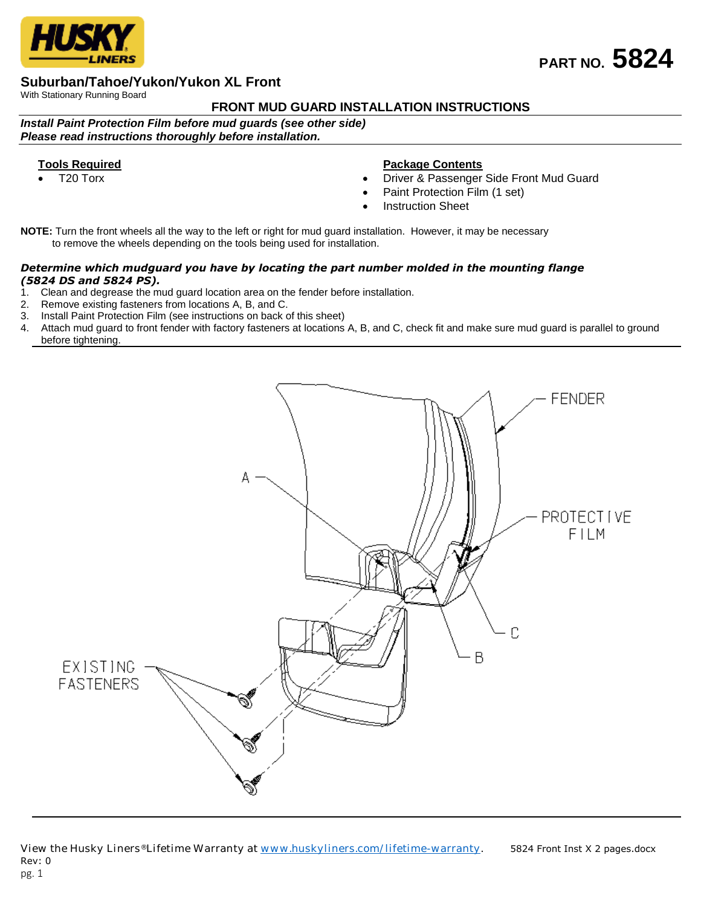**HUSKY LINERS**

**PART NO. 5824**

## Suburban/Tahoe/Yukon/Yukon XL Front

With Stationary Running Board

### FRONT MUD GUARD INSTALLATION INSTRUCTIONS

***Install Paint Protection Film before mud guards (see other side)***
***Please read instructions thoroughly before installation.***

**Tools Required**

- T20 Torx

**Package Contents**

- Driver & Passenger Side Front Mud Guard
- Paint Protection Film (1 set)
- Instruction Sheet

**NOTE:** Turn the front wheels all the way to the left or right for mud guard installation. However, it may be necessary to remove the wheels depending on the tools being used for installation.

***Determine which mudguard you have by locating the part number molded in the mounting flange (5824 DS and 5824 PS).***

1. Clean and degrease the mud guard location area on the fender before installation.
2. Remove existing fasteners from locations A, B, and C.
3. Install Paint Protection Film (see instructions on back of this sheet)
4. Attach mud guard to front fender with factory fasteners at locations A, B, and C, check fit and make sure mud guard is parallel to ground before tightening.

FENDER

A

PROTECTIVE FILM

C

B

EXISTING FASTENERS

View the Husky Liners® Lifetime Warranty at www.huskyliners.com/lifetime-warranty. 5824 Front Inst X 2 pages.docx
Rev: 0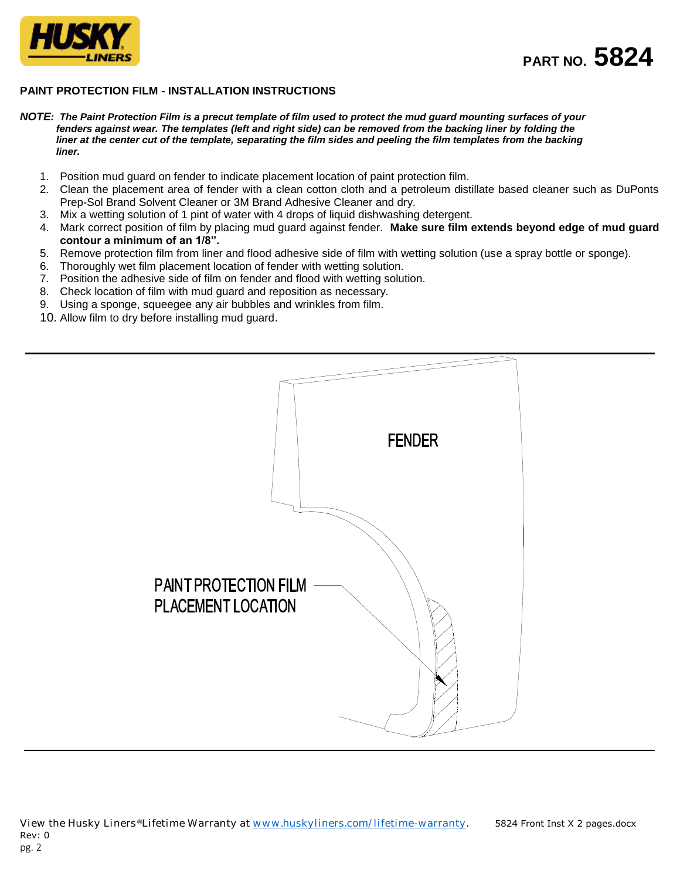HUSKY LINERS

PART NO. **5824**

## PAINT PROTECTION FILM - INSTALLATION INSTRUCTIONS

***NOTE:*** ***The Paint Protection Film is a precut template of film used to protect the mud guard mounting surfaces of your fenders against wear. The templates (left and right side) can be removed from the backing liner by folding the liner at the center cut of the template, separating the film sides and peeling the film templates from the backing liner.***

1. Position mud guard on fender to indicate placement location of paint protection film.
2. Clean the placement area of fender with a clean cotton cloth and a petroleum distillate based cleaner such as DuPonts Prep-Sol Brand Solvent Cleaner or 3M Brand Adhesive Cleaner and dry.
3. Mix a wetting solution of 1 pint of water with 4 drops of liquid dishwashing detergent.
4. Mark correct position of film by placing mud guard against fender. **Make sure film extends beyond edge of mud guard contour a minimum of an 1/8".**
5. Remove protection film from liner and flood adhesive side of film with wetting solution (use a spray bottle or sponge).
6. Thoroughly wet film placement location of fender with wetting solution.
7. Position the adhesive side of film on fender and flood with wetting solution.
8. Check location of film with mud guard and reposition as necessary.
9. Using a sponge, squeegee any air bubbles and wrinkles from film.
10. Allow film to dry before installing mud guard.

FENDER

PAINT PROTECTION FILM
PLACEMENT LOCATION

View the Husky Liners® Lifetime Warranty at www.huskyliners.com/lifetime-warranty. 5824 Front Inst X 2 pages.docx
Rev: 0